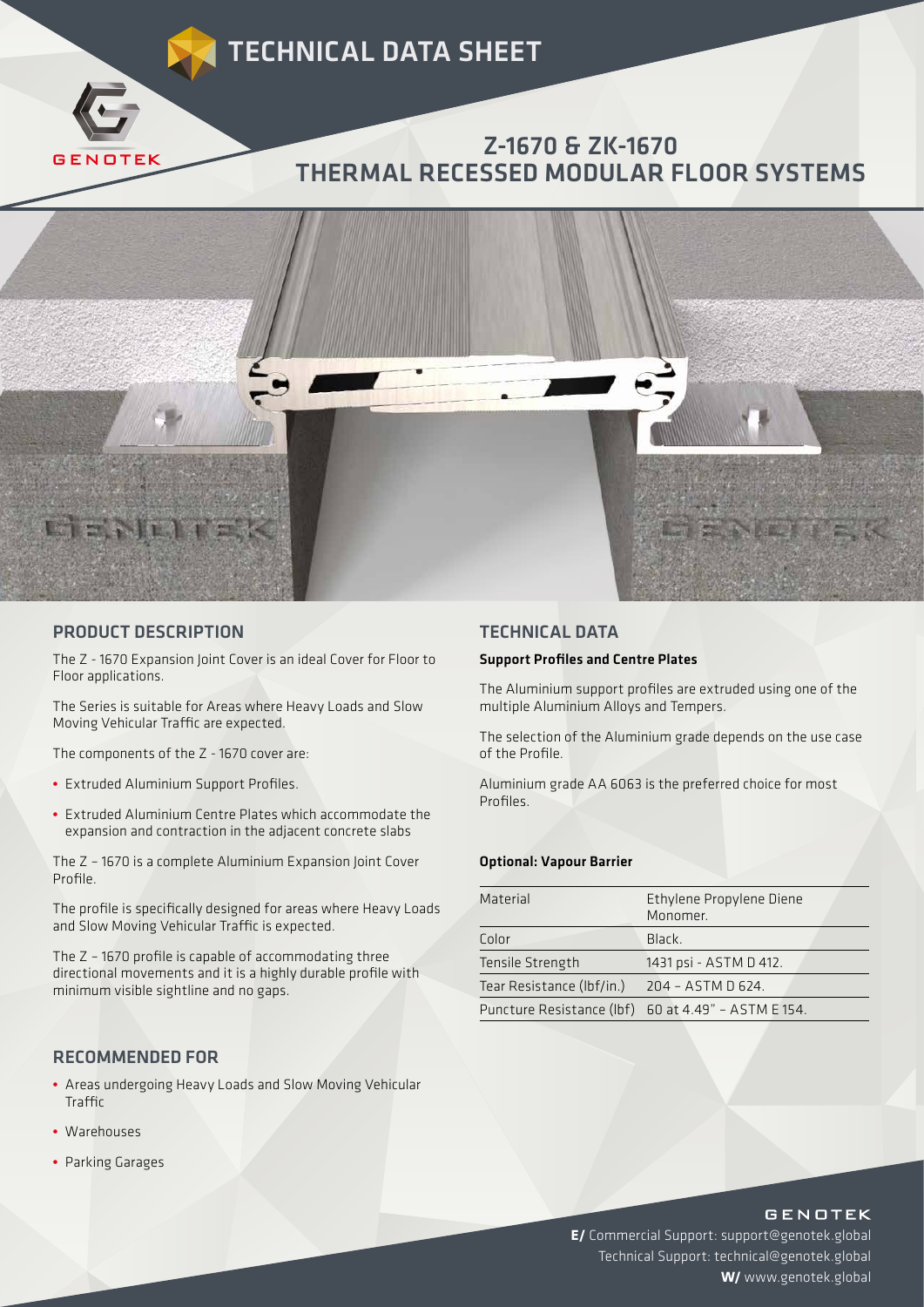# TECHNICAL DATA SHEET

GENOTEK

## Z-1670 & ZK-1670 THERMAL RECESSED MODULAR FLOOR SYSTEMS

## PRODUCT DESCRIPTION

The Z - 1670 Expansion Joint Cover is an ideal Cover for Floor to Floor applications.

The Series is suitable for Areas where Heavy Loads and Slow Moving Vehicular Traffic are expected.

The components of the Z - 1670 cover are:

- Extruded Aluminium Support Profiles.
- Extruded Aluminium Centre Plates which accommodate the expansion and contraction in the adjacent concrete slabs

The Z – 1670 is a complete Aluminium Expansion Joint Cover Profile.

The profile is specifically designed for areas where Heavy Loads and Slow Moving Vehicular Traffic is expected.

The Z – 1670 profile is capable of accommodating three directional movements and it is a highly durable profile with minimum visible sightline and no gaps.

## RECOMMENDED FOR

- Areas undergoing Heavy Loads and Slow Moving Vehicular Traffic
- Warehouses
- Parking Garages

## TECHNICAL DATA

**Support Profiles and Centre Plates**

The Aluminium support profiles are extruded using one of the multiple Aluminium Alloys and Tempers.

The selection of the Aluminium grade depends on the use case of the Profile.

Aluminium grade AA 6063 is the preferred choice for most Profiles.

**Optional: Vapour Barrier**

| Material | Ethylene Propylene Diene Monomer. |
|---|---|
| Color | Black. |
| Tensile Strength | 1431 psi - ASTM D 412. |
| Tear Resistance (lbf/in.) | 204 – ASTM D 624. |
| Puncture Resistance (lbf) | 60 at 4.49" – ASTM E 154. |

GENOTEK

**E/** Commercial Support: support@genotek.global
Technical Support: technical@genotek.global
**W/** www.genotek.global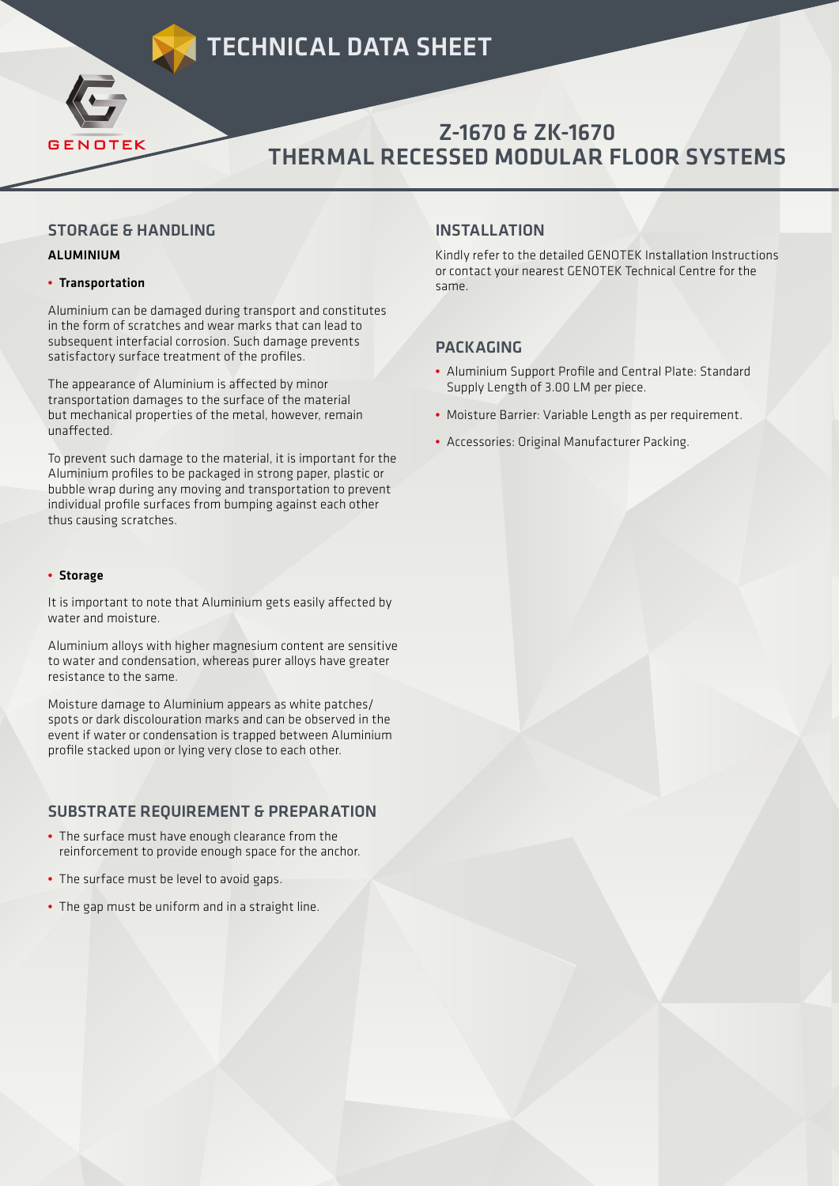# TECHNICAL DATA SHEET

# Z-1670 & ZK-1670 THERMAL RECESSED MODULAR FLOOR SYSTEMS

## STORAGE & HANDLING

### ALUMINIUM

- **Transportation**

Aluminium can be damaged during transport and constitutes in the form of scratches and wear marks that can lead to subsequent interfacial corrosion. Such damage prevents satisfactory surface treatment of the profiles.

The appearance of Aluminium is affected by minor transportation damages to the surface of the material but mechanical properties of the metal, however, remain unaffected.

To prevent such damage to the material, it is important for the Aluminium profiles to be packaged in strong paper, plastic or bubble wrap during any moving and transportation to prevent individual profile surfaces from bumping against each other thus causing scratches.

- **Storage**

It is important to note that Aluminium gets easily affected by water and moisture.

Aluminium alloys with higher magnesium content are sensitive to water and condensation, whereas purer alloys have greater resistance to the same.

Moisture damage to Aluminium appears as white patches/ spots or dark discolouration marks and can be observed in the event if water or condensation is trapped between Aluminium profile stacked upon or lying very close to each other.

## SUBSTRATE REQUIREMENT & PREPARATION

- The surface must have enough clearance from the reinforcement to provide enough space for the anchor.
- The surface must be level to avoid gaps.
- The gap must be uniform and in a straight line.

## INSTALLATION

Kindly refer to the detailed GENOTEK Installation Instructions or contact your nearest GENOTEK Technical Centre for the same.

## PACKAGING

- Aluminium Support Profile and Central Plate: Standard Supply Length of 3.00 LM per piece.
- Moisture Barrier: Variable Length as per requirement.
- Accessories: Original Manufacturer Packing.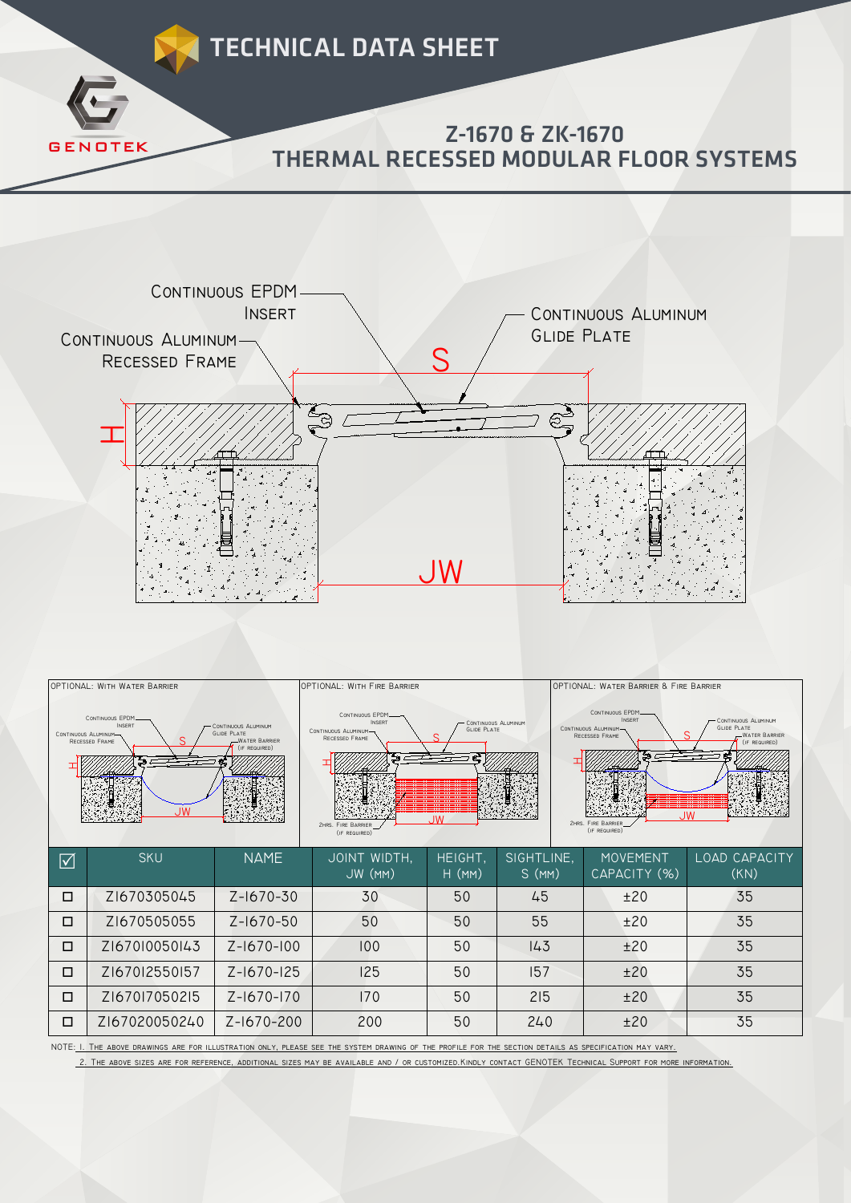# TECHNICAL DATA SHEET

GENOTEK

## Z-1670 & ZK-1670
## THERMAL RECESSED MODULAR FLOOR SYSTEMS

Continuous EPDM Insert

Continuous Aluminum Glide Plate

Continuous Aluminum Recessed Frame

S

H

JW

OPTIONAL: With Water Barrier

OPTIONAL: With Fire Barrier

OPTIONAL: Water Barrier & Fire Barrier

| ☑ | SKU | NAME | JOINT WIDTH, JW (MM) | HEIGHT, H (MM) | SIGHTLINE, S (MM) | MOVEMENT CAPACITY (%) | LOAD CAPACITY (KN) |
|---|---|---|---|---|---|---|---|
| ☐ | Z1670305045 | Z-1670-30 | 30 | 50 | 45 | ±20 | 35 |
| ☐ | Z1670505055 | Z-1670-50 | 50 | 50 | 55 | ±20 | 35 |
| ☐ | Z167010050143 | Z-1670-100 | 100 | 50 | 143 | ±20 | 35 |
| ☐ | Z167012550157 | Z-1670-125 | 125 | 50 | 157 | ±20 | 35 |
| ☐ | Z167017050215 | Z-1670-170 | 170 | 50 | 215 | ±20 | 35 |
| ☐ | Z167020050240 | Z-1670-200 | 200 | 50 | 240 | ±20 | 35 |

NOTE: 1. The above drawings are for illustration only, please see the system drawing of the profile for the section details as specification may vary.

2. The above sizes are for reference, additional sizes may be available and / or customized. Kindly contact GENOTEK Technical Support for more information.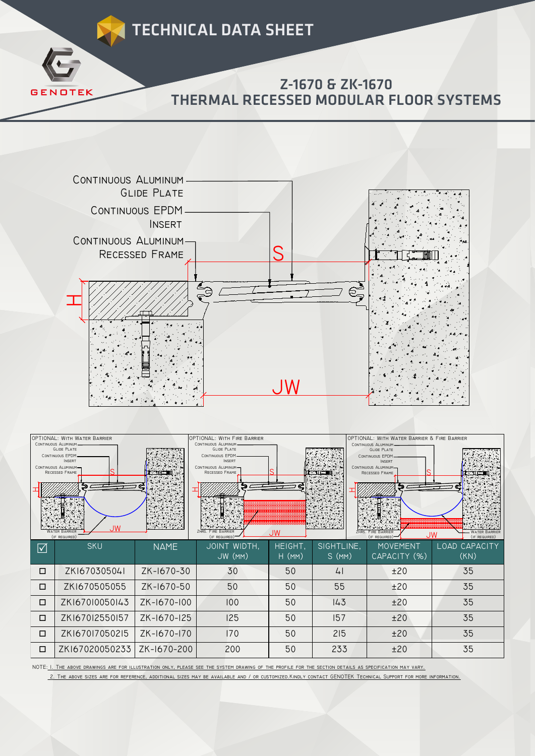# TECHNICAL DATA SHEET

GENOTEK

## Z-1670 & ZK-1670
## THERMAL RECESSED MODULAR FLOOR SYSTEMS

Continuous Aluminum Glide Plate

Continuous EPDM Insert

Continuous Aluminum Recessed Frame

S

H

JW

Optional: With Water Barrier

Optional: With Fire Barrier

Optional: With Water Barrier & Fire Barrier

Water Barrier (if required)

2hrs. Fire Barrier (if required)

| ☑ | SKU | NAME | JOINT WIDTH, JW (MM) | HEIGHT, H (MM) | SIGHTLINE, S (MM) | MOVEMENT CAPACITY (%) | LOAD CAPACITY (KN) |
|---|---|---|---|---|---|---|---|
| ☐ | ZK1670305041 | ZK-1670-30 | 30 | 50 | 41 | ±20 | 35 |
| ☐ | ZK1670505055 | ZK-1670-50 | 50 | 50 | 55 | ±20 | 35 |
| ☐ | ZK167010050143 | ZK-1670-100 | 100 | 50 | 143 | ±20 | 35 |
| ☐ | ZK167012550157 | ZK-1670-125 | 125 | 50 | 157 | ±20 | 35 |
| ☐ | ZK167017050215 | ZK-1670-170 | 170 | 50 | 215 | ±20 | 35 |
| ☐ | ZK167020050233 | ZK-1670-200 | 200 | 50 | 233 | ±20 | 35 |

NOTE: 1. The above drawings are for illustration only, please see the system drawing of the profile for the section details as specification may vary.

2. The above sizes are for reference, additional sizes may be available and / or customized.Kindly contact GENOTEK Technical Support for more information.